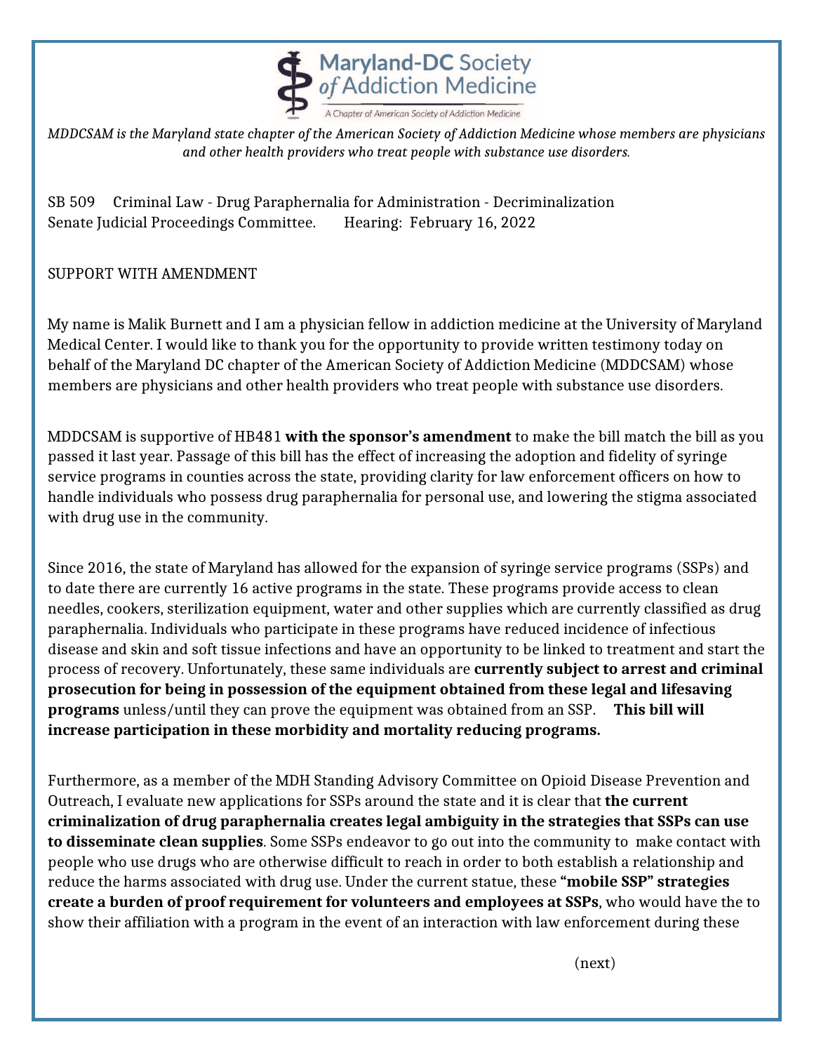Maryland-DC Society *of* Addiction Medicine

A Chapter of American Society of Addiction Medicine

*MDDCSAM is the Maryland state chapter of the American Society of Addiction Medicine whose members are physicians and other health providers who treat people with substance use disorders.*

SB 509 Criminal Law - Drug Paraphernalia for Administration - Decriminalization
Senate Judicial Proceedings Committee. Hearing: February 16, 2022

SUPPORT WITH AMENDMENT

My name is Malik Burnett and I am a physician fellow in addiction medicine at the University of Maryland Medical Center. I would like to thank you for the opportunity to provide written testimony today on behalf of the Maryland DC chapter of the American Society of Addiction Medicine (MDDCSAM) whose members are physicians and other health providers who treat people with substance use disorders.

MDDCSAM is supportive of HB481 **with the sponsor's amendment** to make the bill match the bill as you passed it last year. Passage of this bill has the effect of increasing the adoption and fidelity of syringe service programs in counties across the state, providing clarity for law enforcement officers on how to handle individuals who possess drug paraphernalia for personal use, and lowering the stigma associated with drug use in the community.

Since 2016, the state of Maryland has allowed for the expansion of syringe service programs (SSPs) and to date there are currently 16 active programs in the state. These programs provide access to clean needles, cookers, sterilization equipment, water and other supplies which are currently classified as drug paraphernalia. Individuals who participate in these programs have reduced incidence of infectious disease and skin and soft tissue infections and have an opportunity to be linked to treatment and start the process of recovery. Unfortunately, these same individuals are **currently subject to arrest and criminal prosecution for being in possession of the equipment obtained from these legal and lifesaving programs** unless/until they can prove the equipment was obtained from an SSP. **This bill will increase participation in these morbidity and mortality reducing programs.**

Furthermore, as a member of the MDH Standing Advisory Committee on Opioid Disease Prevention and Outreach, I evaluate new applications for SSPs around the state and it is clear that **the current criminalization of drug paraphernalia creates legal ambiguity in the strategies that SSPs can use to disseminate clean supplies**. Some SSPs endeavor to go out into the community to make contact with people who use drugs who are otherwise difficult to reach in order to both establish a relationship and reduce the harms associated with drug use. Under the current statue, these **"mobile SSP" strategies create a burden of proof requirement for volunteers and employees at SSPs**, who would have the to show their affiliation with a program in the event of an interaction with law enforcement during these

(next)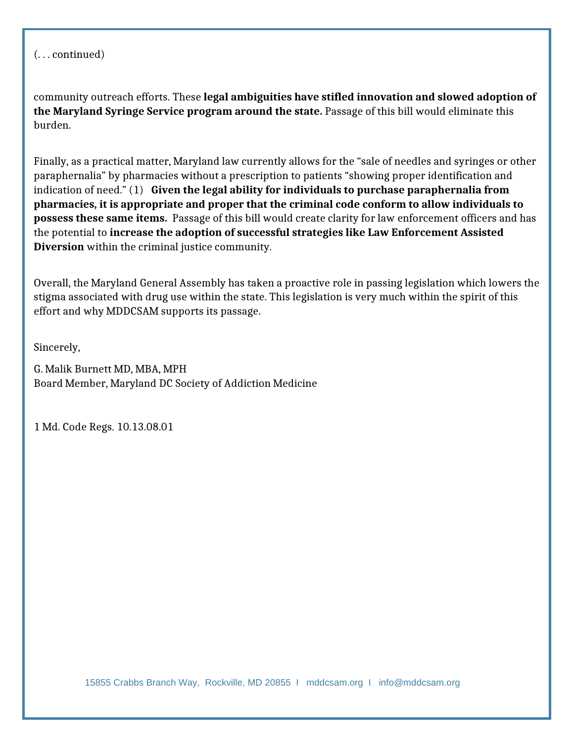(. . . continued)

community outreach efforts. These **legal ambiguities have stifled innovation and slowed adoption of the Maryland Syringe Service program around the state.** Passage of this bill would eliminate this burden.

Finally, as a practical matter, Maryland law currently allows for the "sale of needles and syringes or other paraphernalia" by pharmacies without a prescription to patients "showing proper identification and indication of need." (1) **Given the legal ability for individuals to purchase paraphernalia from pharmacies, it is appropriate and proper that the criminal code conform to allow individuals to possess these same items.** Passage of this bill would create clarity for law enforcement officers and has the potential to **increase the adoption of successful strategies like Law Enforcement Assisted Diversion** within the criminal justice community.

Overall, the Maryland General Assembly has taken a proactive role in passing legislation which lowers the stigma associated with drug use within the state. This legislation is very much within the spirit of this effort and why MDDCSAM supports its passage.

Sincerely,

G. Malik Burnett MD, MBA, MPH
Board Member, Maryland DC Society of Addiction Medicine

1 Md. Code Regs. 10.13.08.01

15855 Crabbs Branch Way, Rockville, MD 20855 I mddcsam.org I info@mddcsam.org